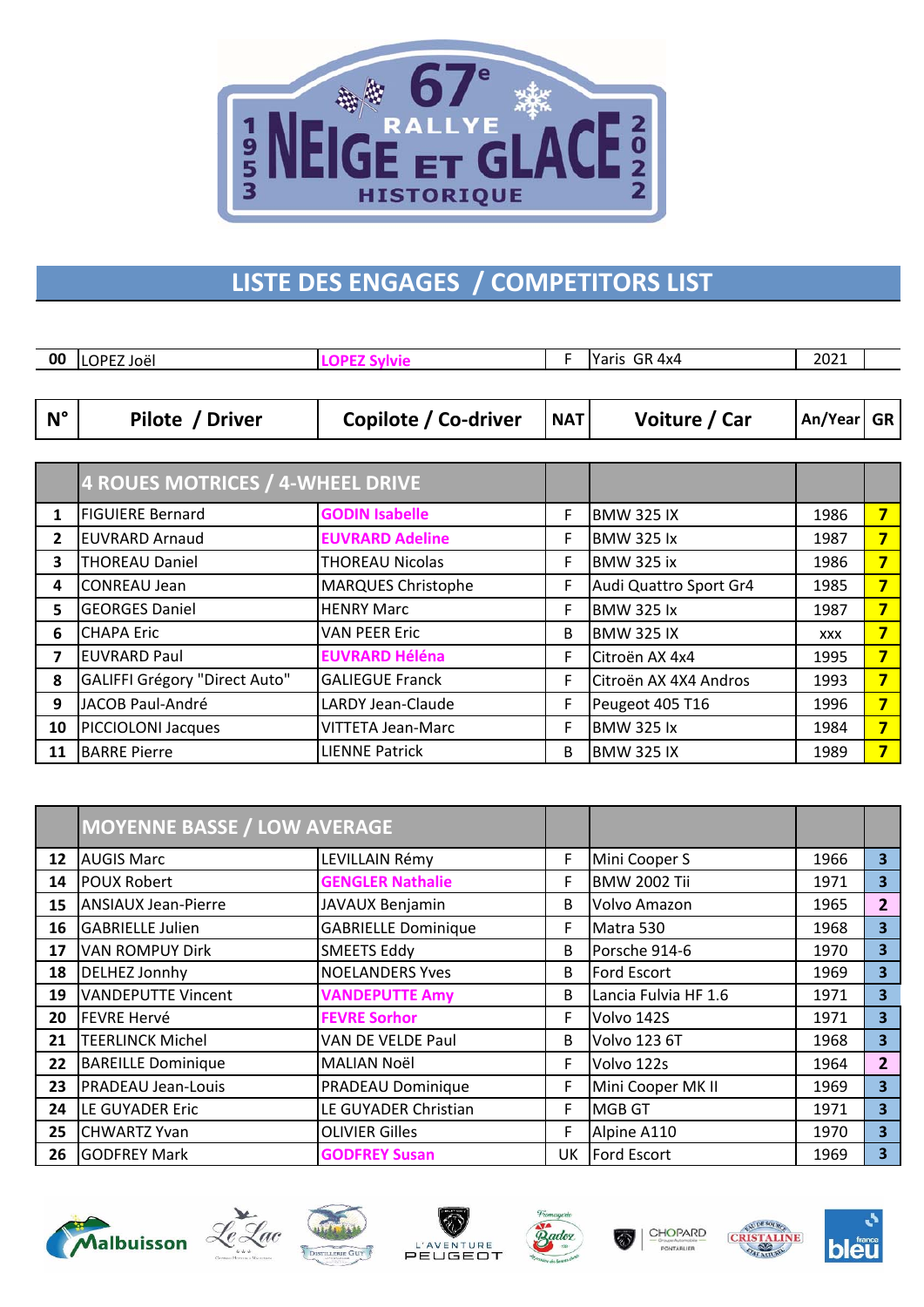# 67e RALLYE NEIGE ET GLACE HISTORIQUE 1953 2022

## LISTE DES ENGAGES / COMPETITORS LIST

| N° | Pilote / Driver | Copilote / Co-driver | NAT | Voiture / Car | An/Year | GR |
|---|---|---|---|---|---|---|
| 00 | LOPEZ Joël | LOPEZ Sylvie | F | Yaris GR 4x4 | 2021 | |
| | **4 ROUES MOTRICES / 4-WHEEL DRIVE** | | | | | |
| 1 | FIGUIERE Bernard | GODIN Isabelle | F | BMW 325 IX | 1986 | 7 |
| 2 | EUVRARD Arnaud | EUVRARD Adeline | F | BMW 325 Ix | 1987 | 7 |
| 3 | THOREAU Daniel | THOREAU Nicolas | F | BMW 325 ix | 1986 | 7 |
| 4 | CONREAU Jean | MARQUES Christophe | F | Audi Quattro Sport Gr4 | 1985 | 7 |
| 5 | GEORGES Daniel | HENRY Marc | F | BMW 325 Ix | 1987 | 7 |
| 6 | CHAPA Eric | VAN PEER Eric | B | BMW 325 IX | xxx | 7 |
| 7 | EUVRARD Paul | EUVRARD Héléna | F | Citroën AX 4x4 | 1995 | 7 |
| 8 | GALIFFI Grégory "Direct Auto" | GALIEGUE Franck | F | Citroën AX 4X4 Andros | 1993 | 7 |
| 9 | JACOB Paul-André | LARDY Jean-Claude | F | Peugeot 405 T16 | 1996 | 7 |
| 10 | PICCIOLONI Jacques | VITTETA Jean-Marc | F | BMW 325 Ix | 1984 | 7 |
| 11 | BARRE Pierre | LIENNE Patrick | B | BMW 325 IX | 1989 | 7 |
| | **MOYENNE BASSE / LOW AVERAGE** | | | | | |
| 12 | AUGIS Marc | LEVILLAIN Rémy | F | Mini Cooper S | 1966 | 3 |
| 14 | POUX Robert | GENGLER Nathalie | F | BMW 2002 Tii | 1971 | 3 |
| 15 | ANSIAUX Jean-Pierre | JAVAUX Benjamin | B | Volvo Amazon | 1965 | 2 |
| 16 | GABRIELLE Julien | GABRIELLE Dominique | F | Matra 530 | 1968 | 3 |
| 17 | VAN ROMPUY Dirk | SMEETS Eddy | B | Porsche 914-6 | 1970 | 3 |
| 18 | DELHEZ Jonnhy | NOELANDERS Yves | B | Ford Escort | 1969 | 3 |
| 19 | VANDEPUTTE Vincent | VANDEPUTTE Amy | B | Lancia Fulvia HF 1.6 | 1971 | 3 |
| 20 | FEVRE Hervé | FEVRE Sorhor | F | Volvo 142S | 1971 | 3 |
| 21 | TEERLINCK Michel | VAN DE VELDE Paul | B | Volvo 123 6T | 1968 | 3 |
| 22 | BAREILLE Dominique | MALIAN Noël | F | Volvo 122s | 1964 | 2 |
| 23 | PRADEAU Jean-Louis | PRADEAU Dominique | F | Mini Cooper MK II | 1969 | 3 |
| 24 | LE GUYADER Eric | LE GUYADER Christian | F | MGB GT | 1971 | 3 |
| 25 | CHWARTZ Yvan | OLIVIER Gilles | F | Alpine A110 | 1970 | 3 |
| 26 | GODFREY Mark | GODFREY Susan | UK | Ford Escort | 1969 | 3 |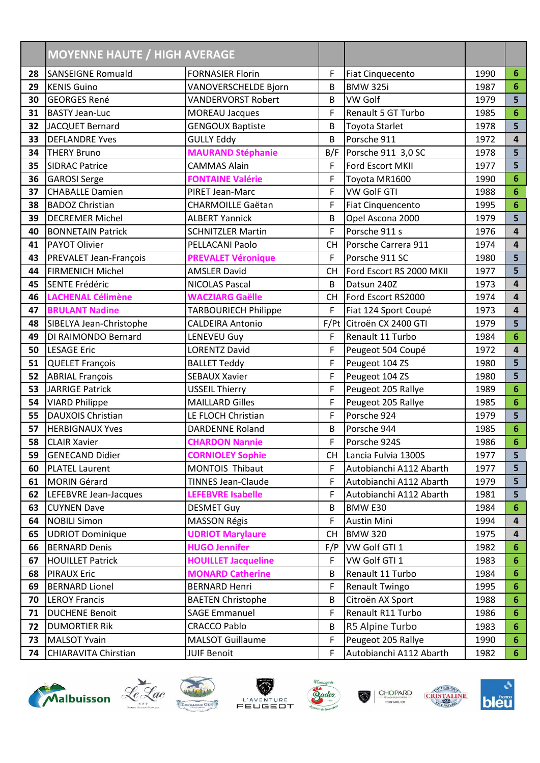| | MOYENNE HAUTE / HIGH AVERAGE | | | | | |
|---|---|---|---|---|---|---|
| 28 | SANSEIGNE Romuald | FORNASIER Florin | F | Fiat Cinquecento | 1990 | 6 |
| 29 | KENIS Guino | VANOVERSCHELDE Bjorn | B | BMW 325i | 1987 | 6 |
| 30 | GEORGES René | VANDERVORST Robert | B | VW Golf | 1979 | 5 |
| 31 | BASTY Jean-Luc | MOREAU Jacques | F | Renault 5 GT Turbo | 1985 | 6 |
| 32 | JACQUET Bernard | GENGOUX Baptiste | B | Toyota Starlet | 1978 | 5 |
| 33 | DEFLANDRE Yves | GULLY Eddy | B | Porsche 911 | 1972 | 4 |
| 34 | THERY Bruno | **MAURAND Stéphanie** | B/F | Porsche 911 3,0 SC | 1978 | 5 |
| 35 | SIDRAC Patrice | CAMMAS Alain | F | Ford Escort MKII | 1977 | 5 |
| 36 | GAROSI Serge | **FONTAINE Valérie** | F | Toyota MR1600 | 1990 | 6 |
| 37 | CHABALLE Damien | PIRET Jean-Marc | F | VW GolF GTI | 1988 | 6 |
| 38 | BADOZ Christian | CHARMOILLE Gaëtan | F | Fiat Cinquencento | 1995 | 6 |
| 39 | DECREMER Michel | ALBERT Yannick | B | Opel Ascona 2000 | 1979 | 5 |
| 40 | BONNETAIN Patrick | SCHNITZLER Martin | F | Porsche 911 s | 1976 | 4 |
| 41 | PAYOT Olivier | PELLACANI Paolo | CH | Porsche Carrera 911 | 1974 | 4 |
| 43 | PREVALET Jean-François | **PREVALET Véronique** | F | Porsche 911 SC | 1980 | 5 |
| 44 | FIRMENICH Michel | AMSLER David | CH | Ford Escort RS 2000 MKII | 1977 | 5 |
| 45 | SENTE Frédéric | NICOLAS Pascal | B | Datsun 240Z | 1973 | 4 |
| 46 | **LACHENAL Célimène** | **WACZIARG Gaëlle** | CH | Ford Escort RS2000 | 1974 | 4 |
| 47 | **BRULANT Nadine** | TARBOURIECH Philippe | F | Fiat 124 Sport Coupé | 1973 | 4 |
| 48 | SIBELYA Jean-Christophe | CALDEIRA Antonio | F/Pt | Citroën CX 2400 GTI | 1979 | 5 |
| 49 | DI RAIMONDO Bernard | LENEVEU Guy | F | Renault 11 Turbo | 1984 | 6 |
| 50 | LESAGE Eric | LORENTZ David | F | Peugeot 504 Coupé | 1972 | 4 |
| 51 | QUELET François | BALLET Teddy | F | Peugeot 104 ZS | 1980 | 5 |
| 52 | ABRIAL François | SEBAUX Xavier | F | Peugeot 104 ZS | 1980 | 5 |
| 53 | JARRIGE Patrick | USSEIL Thierry | F | Peugeot 205 Rallye | 1989 | 6 |
| 54 | VIARD Philippe | MAILLARD Gilles | F | Peugeot 205 Rallye | 1985 | 6 |
| 55 | DAUXOIS Christian | LE FLOCH Christian | F | Porsche 924 | 1979 | 5 |
| 57 | HERBIGNAUX Yves | DARDENNE Roland | B | Porsche 944 | 1985 | 6 |
| 58 | CLAIR Xavier | **CHARDON Nannie** | F | Porsche 924S | 1986 | 6 |
| 59 | GENECAND Didier | **CORNIOLEY Sophie** | CH | Lancia Fulvia 1300S | 1977 | 5 |
| 60 | PLATEL Laurent | MONTOIS Thibaut | F | Autobianchi A112 Abarth | 1977 | 5 |
| 61 | MORIN Gérard | TINNES Jean-Claude | F | Autobianchi A112 Abarth | 1979 | 5 |
| 62 | LEFEBVRE Jean-Jacques | **LEFEBVRE Isabelle** | F | Autobianchi A112 Abarth | 1981 | 5 |
| 63 | CUYNEN Dave | DESMET Guy | B | BMW E30 | 1984 | 6 |
| 64 | NOBILI Simon | MASSON Régis | F | Austin Mini | 1994 | 4 |
| 65 | UDRIOT Dominique | **UDRIOT Marylaure** | CH | BMW 320 | 1975 | 4 |
| 66 | BERNARD Denis | **HUGO Jennifer** | F/P | VW Golf GTI 1 | 1982 | 6 |
| 67 | HOUILLET Patrick | **HOUILLET Jacqueline** | F | VW Golf GTI 1 | 1983 | 6 |
| 68 | PIRAUX Eric | **MONARD Catherine** | B | Renault 11 Turbo | 1984 | 6 |
| 69 | BERNARD Lionel | BERNARD Henri | F | Renault Twingo | 1995 | 6 |
| 70 | LEROY Francis | BAETEN Christophe | B | Citroën AX Sport | 1988 | 6 |
| 71 | DUCHENE Benoit | SAGE Emmanuel | F | Renault R11 Turbo | 1986 | 6 |
| 72 | DUMORTIER Rik | CRACCO Pablo | B | R5 Alpine Turbo | 1983 | 6 |
| 73 | MALSOT Yvain | MALSOT Guillaume | F | Peugeot 205 Rallye | 1990 | 6 |
| 74 | CHIARAVITA Chirstian | JUIF Benoit | F | Autobianchi A112 Abarth | 1982 | 6 |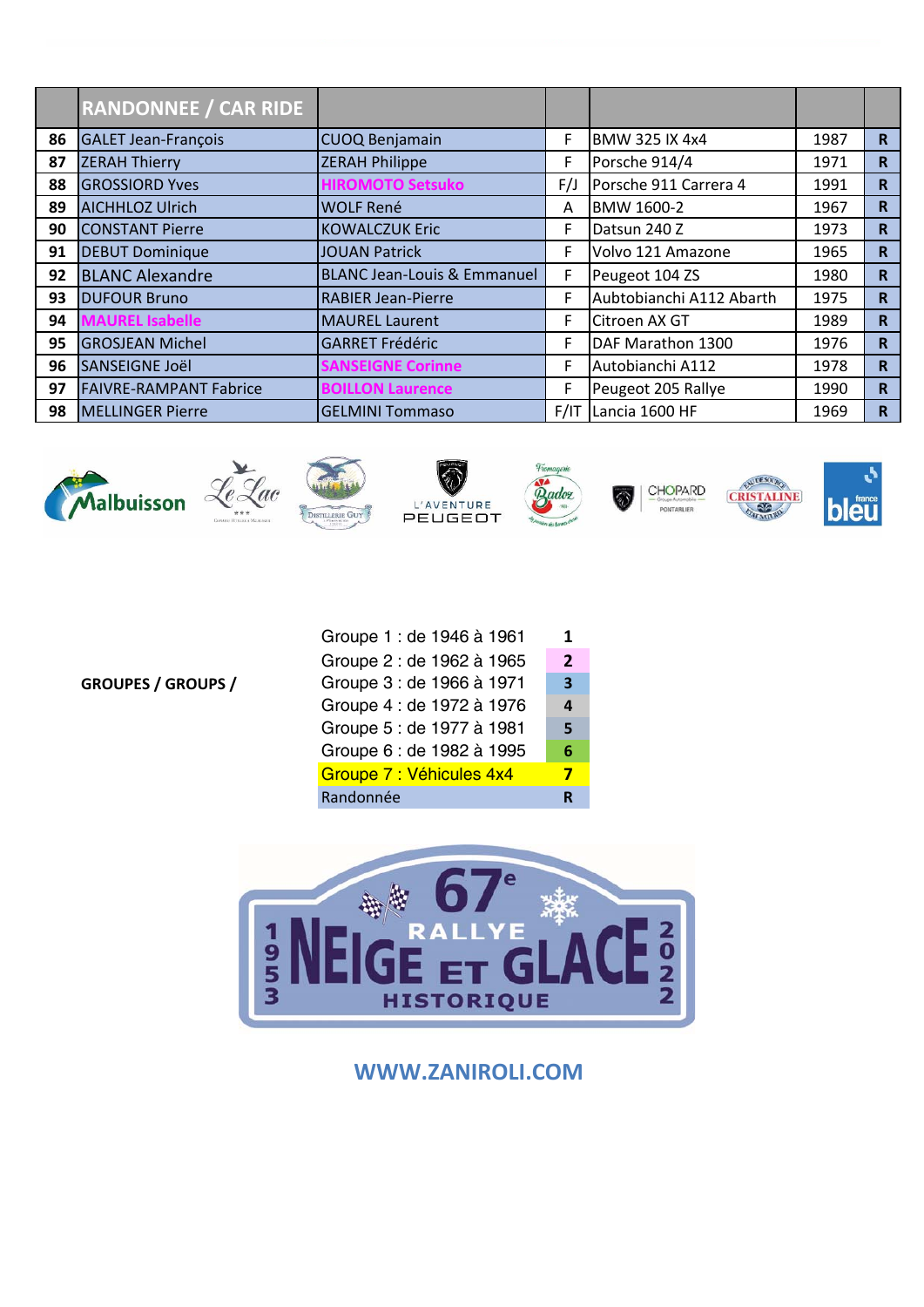| | RANDONNEE / CAR RIDE | | | | | |
|---|---|---|---|---|---|---|
| 86 | GALET Jean-François | CUOQ Benjamain | F | BMW 325 IX 4x4 | 1987 | R |
| 87 | ZERAH Thierry | ZERAH Philippe | F | Porsche 914/4 | 1971 | R |
| 88 | GROSSIORD Yves | HIROMOTO Setsuko | F/J | Porsche 911 Carrera 4 | 1991 | R |
| 89 | AICHHLOZ Ulrich | WOLF René | A | BMW 1600-2 | 1967 | R |
| 90 | CONSTANT Pierre | KOWALCZUK Eric | F | Datsun 240 Z | 1973 | R |
| 91 | DEBUT Dominique | JOUAN Patrick | F | Volvo 121 Amazone | 1965 | R |
| 92 | BLANC Alexandre | BLANC Jean-Louis & Emmanuel | F | Peugeot 104 ZS | 1980 | R |
| 93 | DUFOUR Bruno | RABIER Jean-Pierre | F | Aubtobianchi A112 Abarth | 1975 | R |
| 94 | MAUREL Isabelle | MAUREL Laurent | F | Citroen AX GT | 1989 | R |
| 95 | GROSJEAN Michel | GARRET Frédéric | F | DAF Marathon 1300 | 1976 | R |
| 96 | SANSEIGNE Joël | SANSEIGNE Corinne | F | Autobianchi A112 | 1978 | R |
| 97 | FAIVRE-RAMPANT Fabrice | BOILLON Laurence | F | Peugeot 205 Rallye | 1990 | R |
| 98 | MELLINGER Pierre | GELMINI Tommaso | F/IT | Lancia 1600 HF | 1969 | R |

Malbuisson · Le Lac · Distillerie Guy · L'Aventure Peugeot · Fromagerie Badoz · Chopard Pontarlier · Cristaline · France Bleu

**GROUPES / GROUPS /**

| | |
|---|---|
| Groupe 1 : de 1946 à 1961 | 1 |
| Groupe 2 : de 1962 à 1965 | 2 |
| Groupe 3 : de 1966 à 1971 | 3 |
| Groupe 4 : de 1972 à 1976 | 4 |
| Groupe 5 : de 1977 à 1981 | 5 |
| Groupe 6 : de 1982 à 1995 | 6 |
| Groupe 7 : Véhicules 4x4 | 7 |
| Randonnée | R |

67e RALLYE NEIGE ET GLACE HISTORIQUE 1953 2022

**WWW.ZANIROLI.COM**